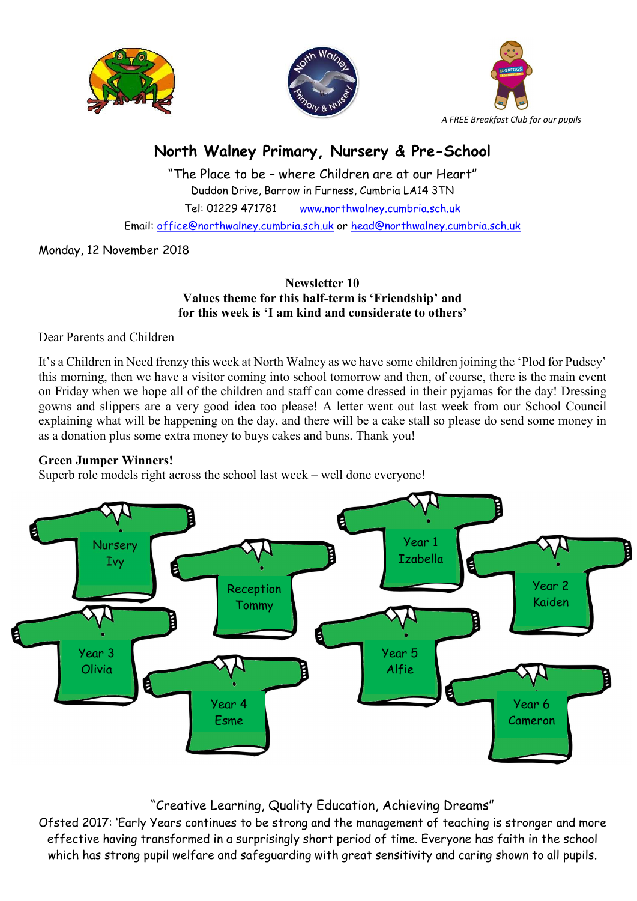*A FREE Breakfast Club for our pupils*

# North Walney Primary, Nursery & Pre-School

"The Place to be – where Children are at our Heart"

Duddon Drive, Barrow in Furness, Cumbria LA14 3TN

Tel: 01229 471781   www.northwalney.cumbria.sch.uk

Email: office@northwalney.cumbria.sch.uk or head@northwalney.cumbria.sch.uk

Monday, 12 November 2018

**Newsletter 10**
**Values theme for this half-term is 'Friendship' and for this week is 'I am kind and considerate to others'**

Dear Parents and Children

It's a Children in Need frenzy this week at North Walney as we have some children joining the 'Plod for Pudsey' this morning, then we have a visitor coming into school tomorrow and then, of course, there is the main event on Friday when we hope all of the children and staff can come dressed in their pyjamas for the day! Dressing gowns and slippers are a very good idea too please! A letter went out last week from our School Council explaining what will be happening on the day, and there will be a cake stall so please do send some money in as a donation plus some extra money to buys cakes and buns. Thank you!

**Green Jumper Winners!**
Superb role models right across the school last week – well done everyone!

- Nursery – Ivy
- Reception – Tommy
- Year 1 – Izabella
- Year 2 – Kaiden
- Year 3 – Olivia
- Year 4 – Esme
- Year 5 – Alfie
- Year 6 – Cameron

"Creative Learning, Quality Education, Achieving Dreams"

Ofsted 2017: 'Early Years continues to be strong and the management of teaching is stronger and more effective having transformed in a surprisingly short period of time. Everyone has faith in the school which has strong pupil welfare and safeguarding with great sensitivity and caring shown to all pupils.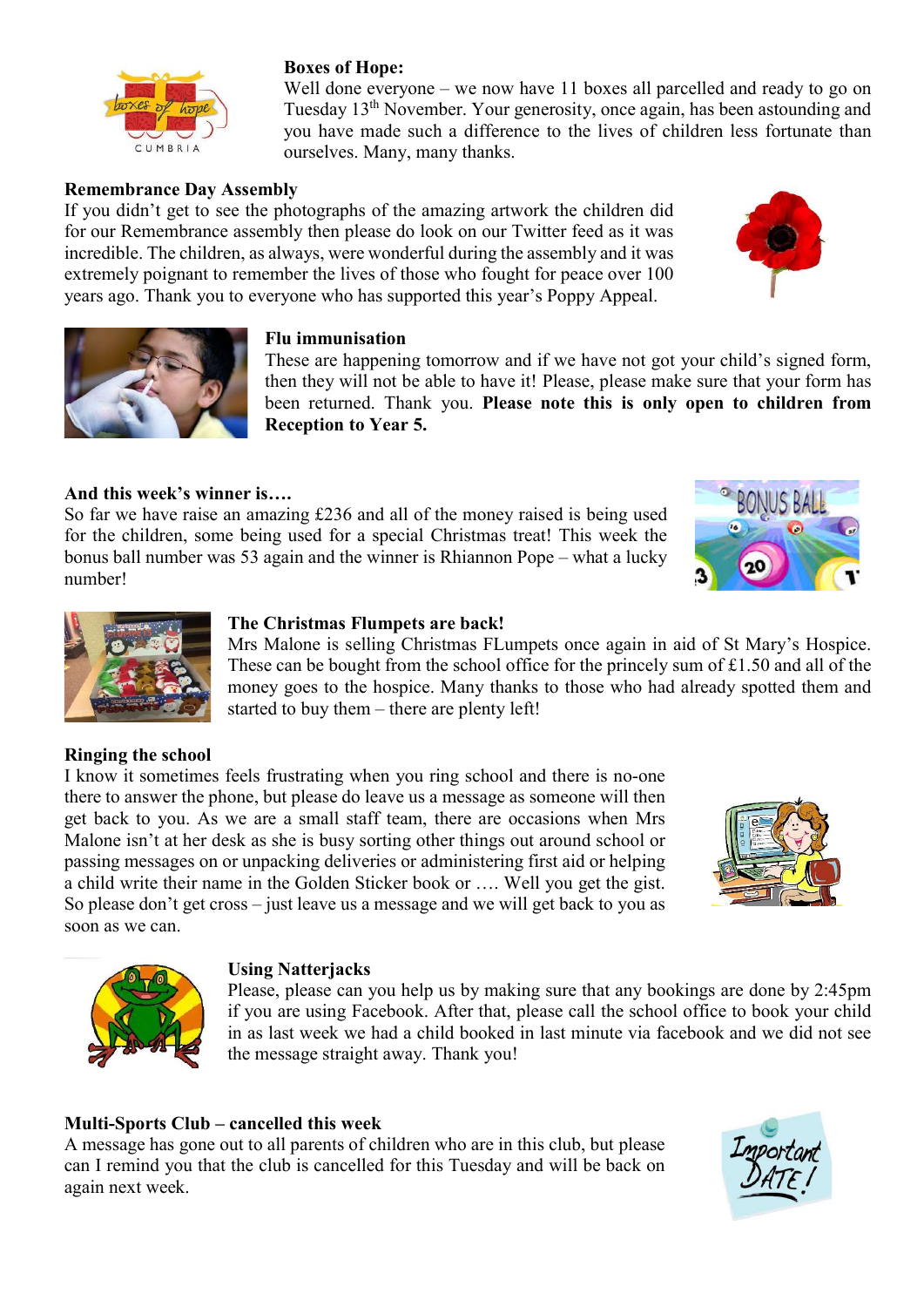## Boxes of Hope:

Well done everyone – we now have 11 boxes all parcelled and ready to go on Tuesday 13th November. Your generosity, once again, has been astounding and you have made such a difference to the lives of children less fortunate than ourselves. Many, many thanks.

## Remembrance Day Assembly

If you didn't get to see the photographs of the amazing artwork the children did for our Remembrance assembly then please do look on our Twitter feed as it was incredible. The children, as always, were wonderful during the assembly and it was extremely poignant to remember the lives of those who fought for peace over 100 years ago. Thank you to everyone who has supported this year's Poppy Appeal.

## Flu immunisation

These are happening tomorrow and if we have not got your child's signed form, then they will not be able to have it! Please, please make sure that your form has been returned. Thank you. **Please note this is only open to children from Reception to Year 5.**

## And this week's winner is….

So far we have raise an amazing £236 and all of the money raised is being used for the children, some being used for a special Christmas treat! This week the bonus ball number was 53 again and the winner is Rhiannon Pope – what a lucky number!

## The Christmas Flumpets are back!

Mrs Malone is selling Christmas FLumpets once again in aid of St Mary's Hospice. These can be bought from the school office for the princely sum of £1.50 and all of the money goes to the hospice. Many thanks to those who had already spotted them and started to buy them – there are plenty left!

## Ringing the school

I know it sometimes feels frustrating when you ring school and there is no-one there to answer the phone, but please do leave us a message as someone will then get back to you. As we are a small staff team, there are occasions when Mrs Malone isn't at her desk as she is busy sorting other things out around school or passing messages on or unpacking deliveries or administering first aid or helping a child write their name in the Golden Sticker book or …. Well you get the gist. So please don't get cross – just leave us a message and we will get back to you as soon as we can.

## Using Natterjacks

Please, please can you help us by making sure that any bookings are done by 2:45pm if you are using Facebook. After that, please call the school office to book your child in as last week we had a child booked in last minute via facebook and we did not see the message straight away. Thank you!

## Multi-Sports Club – cancelled this week

A message has gone out to all parents of children who are in this club, but please can I remind you that the club is cancelled for this Tuesday and will be back on again next week.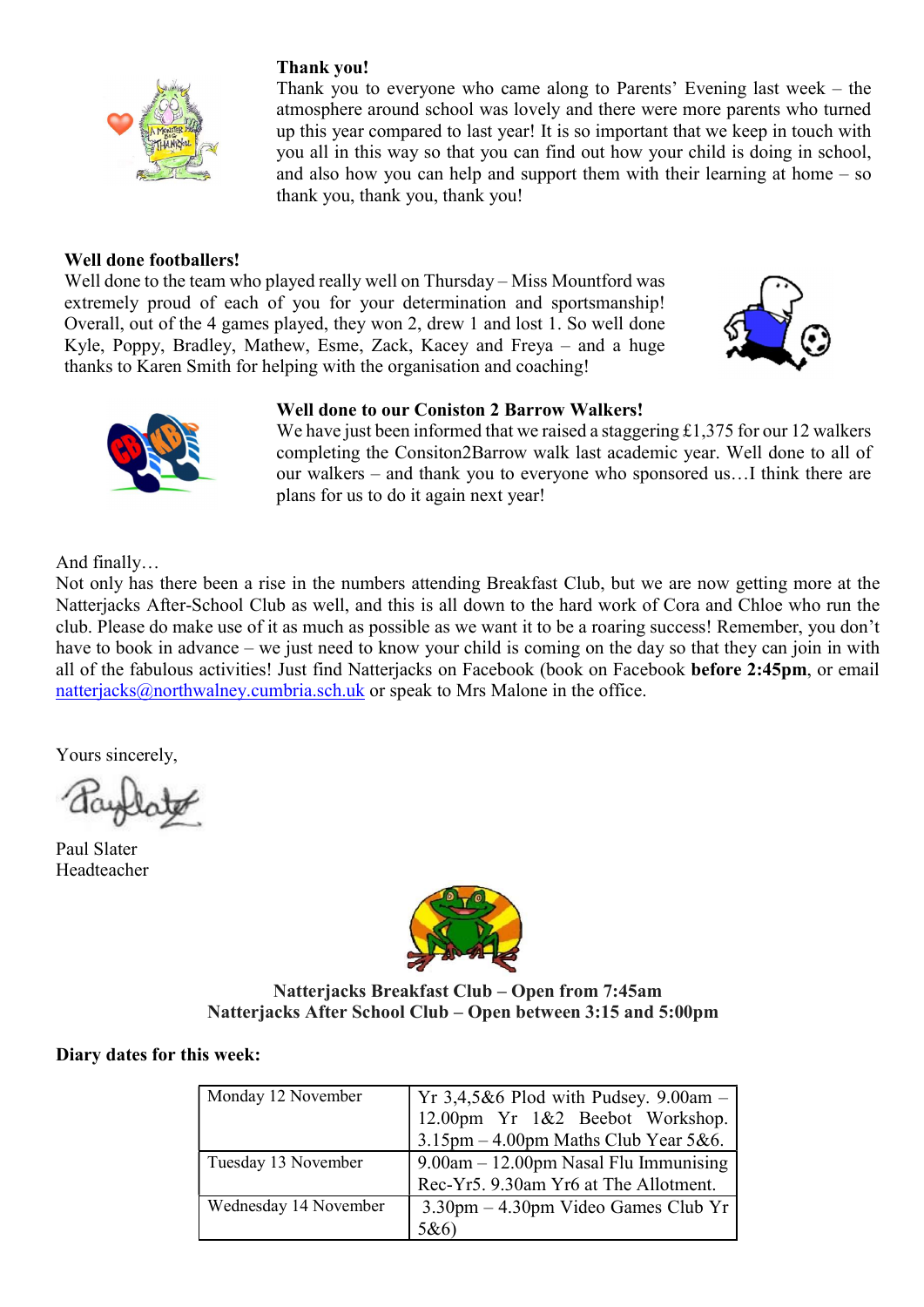**Thank you!**

Thank you to everyone who came along to Parents' Evening last week – the atmosphere around school was lovely and there were more parents who turned up this year compared to last year! It is so important that we keep in touch with you all in this way so that you can find out how your child is doing in school, and also how you can help and support them with their learning at home – so thank you, thank you, thank you!

**Well done footballers!**

Well done to the team who played really well on Thursday – Miss Mountford was extremely proud of each of you for your determination and sportsmanship! Overall, out of the 4 games played, they won 2, drew 1 and lost 1. So well done Kyle, Poppy, Bradley, Mathew, Esme, Zack, Kacey and Freya – and a huge thanks to Karen Smith for helping with the organisation and coaching!

**Well done to our Coniston 2 Barrow Walkers!**

We have just been informed that we raised a staggering £1,375 for our 12 walkers completing the Consiton2Barrow walk last academic year. Well done to all of our walkers – and thank you to everyone who sponsored us…I think there are plans for us to do it again next year!

And finally…

Not only has there been a rise in the numbers attending Breakfast Club, but we are now getting more at the Natterjacks After-School Club as well, and this is all down to the hard work of Cora and Chloe who run the club. Please do make use of it as much as possible as we want it to be a roaring success! Remember, you don't have to book in advance – we just need to know your child is coming on the day so that they can join in with all of the fabulous activities! Just find Natterjacks on Facebook (book on Facebook **before 2:45pm**, or email natterjacks@northwalney.cumbria.sch.uk or speak to Mrs Malone in the office.

Yours sincerely,

Paul Slater
Headteacher

**Natterjacks Breakfast Club – Open from 7:45am**
**Natterjacks After School Club – Open between 3:15 and 5:00pm**

**Diary dates for this week:**

| Monday 12 November | Yr 3,4,5&6 Plod with Pudsey. 9.00am – 12.00pm Yr 1&2 Beebot Workshop. 3.15pm – 4.00pm Maths Club Year 5&6. |
|---|---|
| Tuesday 13 November | 9.00am – 12.00pm Nasal Flu Immunising Rec-Yr5. 9.30am Yr6 at The Allotment. |
| Wednesday 14 November | 3.30pm – 4.30pm Video Games Club Yr 5&6) |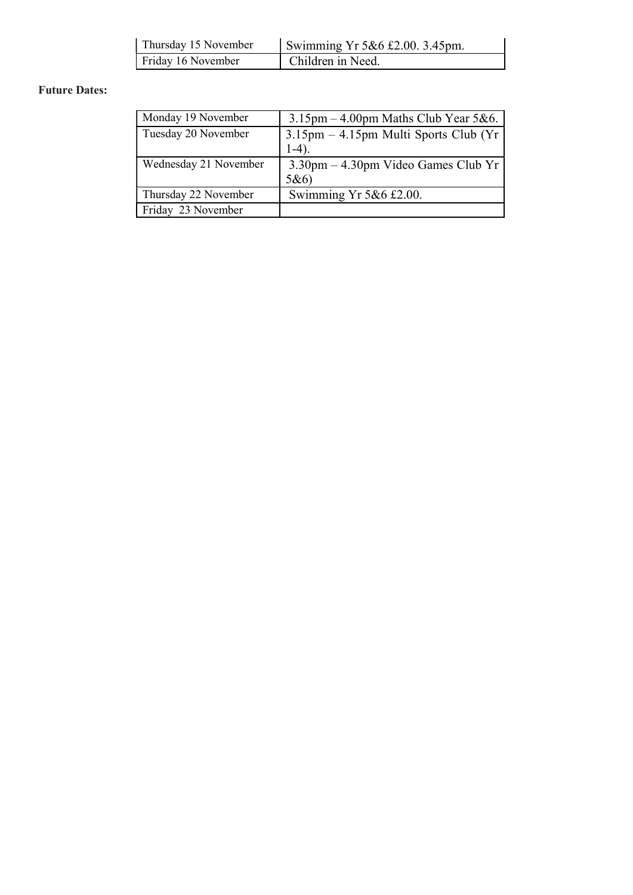| | |
|---|---|
| Thursday 15 November | Swimming Yr 5&6 £2.00. 3.45pm. |
| Friday 16 November | Children in Need. |

**Future Dates:**

| | |
|---|---|
| Monday 19 November | 3.15pm – 4.00pm Maths Club Year 5&6. |
| Tuesday 20 November | 3.15pm – 4.15pm Multi Sports Club (Yr 1-4). |
| Wednesday 21 November | 3.30pm – 4.30pm Video Games Club Yr 5&6) |
| Thursday 22 November | Swimming Yr 5&6 £2.00. |
| Friday 23 November | |